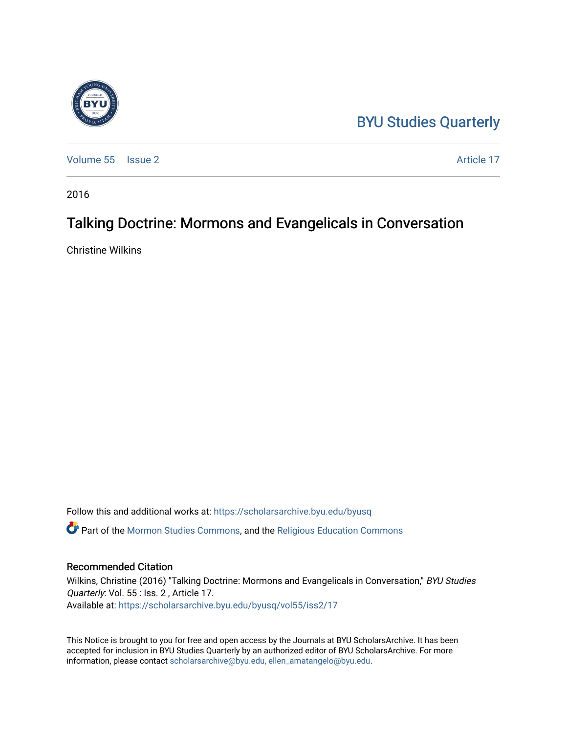BYU Studies Quarterly

Volume 55 | Issue 2 Article 17

2016

# Talking Doctrine: Mormons and Evangelicals in Conversation

Christine Wilkins

Follow this and additional works at: https://scholarsarchive.byu.edu/byusq

Part of the Mormon Studies Commons, and the Religious Education Commons

## Recommended Citation

Wilkins, Christine (2016) "Talking Doctrine: Mormons and Evangelicals in Conversation," *BYU Studies Quarterly*: Vol. 55 : Iss. 2 , Article 17.
Available at: https://scholarsarchive.byu.edu/byusq/vol55/iss2/17

This Notice is brought to you for free and open access by the Journals at BYU ScholarsArchive. It has been accepted for inclusion in BYU Studies Quarterly by an authorized editor of BYU ScholarsArchive. For more information, please contact scholarsarchive@byu.edu, ellen_amatangelo@byu.edu.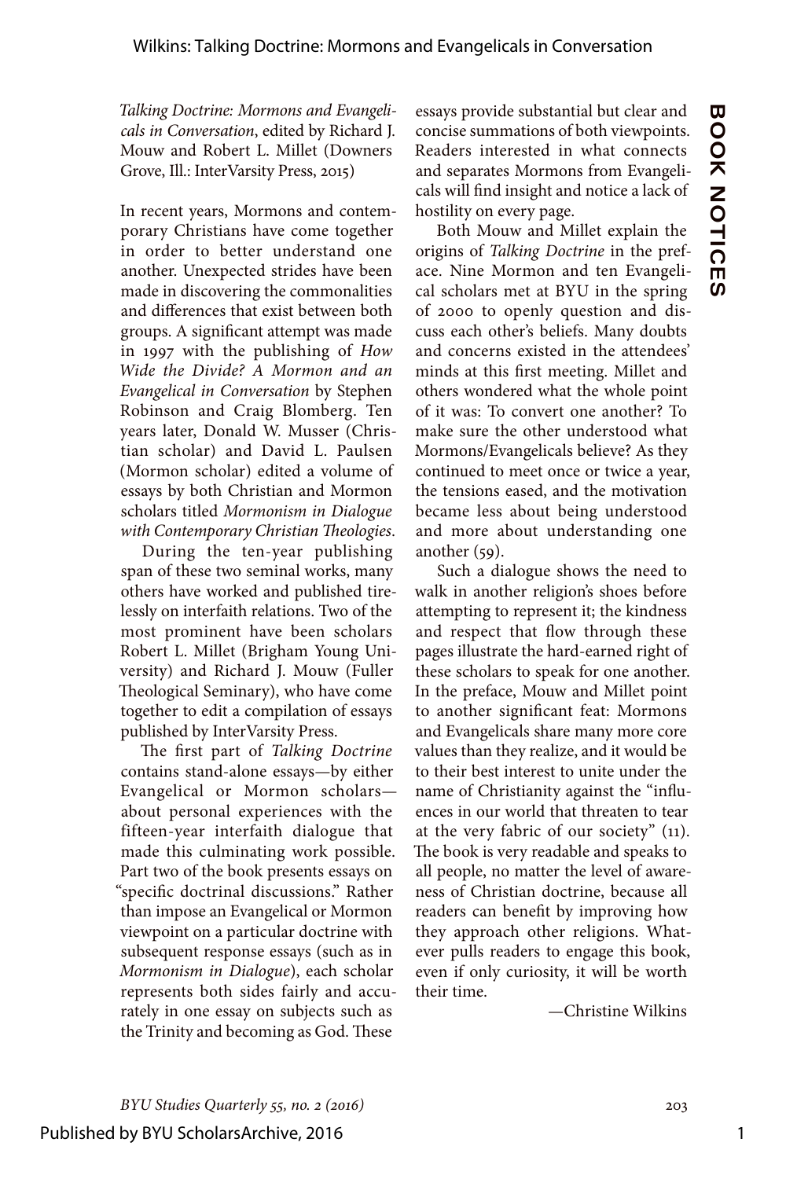*Talking Doctrine: Mormons and Evangelicals in Conversation*, edited by Richard J. Mouw and Robert L. Millet (Downers Grove, Ill.: InterVarsity Press, 2015)

In recent years, Mormons and contemporary Christians have come together in order to better understand one another. Unexpected strides have been made in discovering the commonalities and differences that exist between both groups. A significant attempt was made in 1997 with the publishing of *How Wide the Divide? A Mormon and an Evangelical in Conversation* by Stephen Robinson and Craig Blomberg. Ten years later, Donald W. Musser (Christian scholar) and David L. Paulsen (Mormon scholar) edited a volume of essays by both Christian and Mormon scholars titled *Mormonism in Dialogue with Contemporary Christian Theologies*.

During the ten-year publishing span of these two seminal works, many others have worked and published tirelessly on interfaith relations. Two of the most prominent have been scholars Robert L. Millet (Brigham Young University) and Richard J. Mouw (Fuller Theological Seminary), who have come together to edit a compilation of essays published by InterVarsity Press.

The first part of *Talking Doctrine* contains stand-alone essays—by either Evangelical or Mormon scholars—about personal experiences with the fifteen-year interfaith dialogue that made this culminating work possible. Part two of the book presents essays on "specific doctrinal discussions." Rather than impose an Evangelical or Mormon viewpoint on a particular doctrine with subsequent response essays (such as in *Mormonism in Dialogue*), each scholar represents both sides fairly and accurately in one essay on subjects such as the Trinity and becoming as God. These essays provide substantial but clear and concise summations of both viewpoints. Readers interested in what connects and separates Mormons from Evangelicals will find insight and notice a lack of hostility on every page.

Both Mouw and Millet explain the origins of *Talking Doctrine* in the preface. Nine Mormon and ten Evangelical scholars met at BYU in the spring of 2000 to openly question and discuss each other's beliefs. Many doubts and concerns existed in the attendees' minds at this first meeting. Millet and others wondered what the whole point of it was: To convert one another? To make sure the other understood what Mormons/Evangelicals believe? As they continued to meet once or twice a year, the tensions eased, and the motivation became less about being understood and more about understanding one another (59).

Such a dialogue shows the need to walk in another religion's shoes before attempting to represent it; the kindness and respect that flow through these pages illustrate the hard-earned right of these scholars to speak for one another. In the preface, Mouw and Millet point to another significant feat: Mormons and Evangelicals share many more core values than they realize, and it would be to their best interest to unite under the name of Christianity against the "influences in our world that threaten to tear at the very fabric of our society" (11). The book is very readable and speaks to all people, no matter the level of awareness of Christian doctrine, because all readers can benefit by improving how they approach other religions. Whatever pulls readers to engage this book, even if only curiosity, it will be worth their time.

—Christine Wilkins